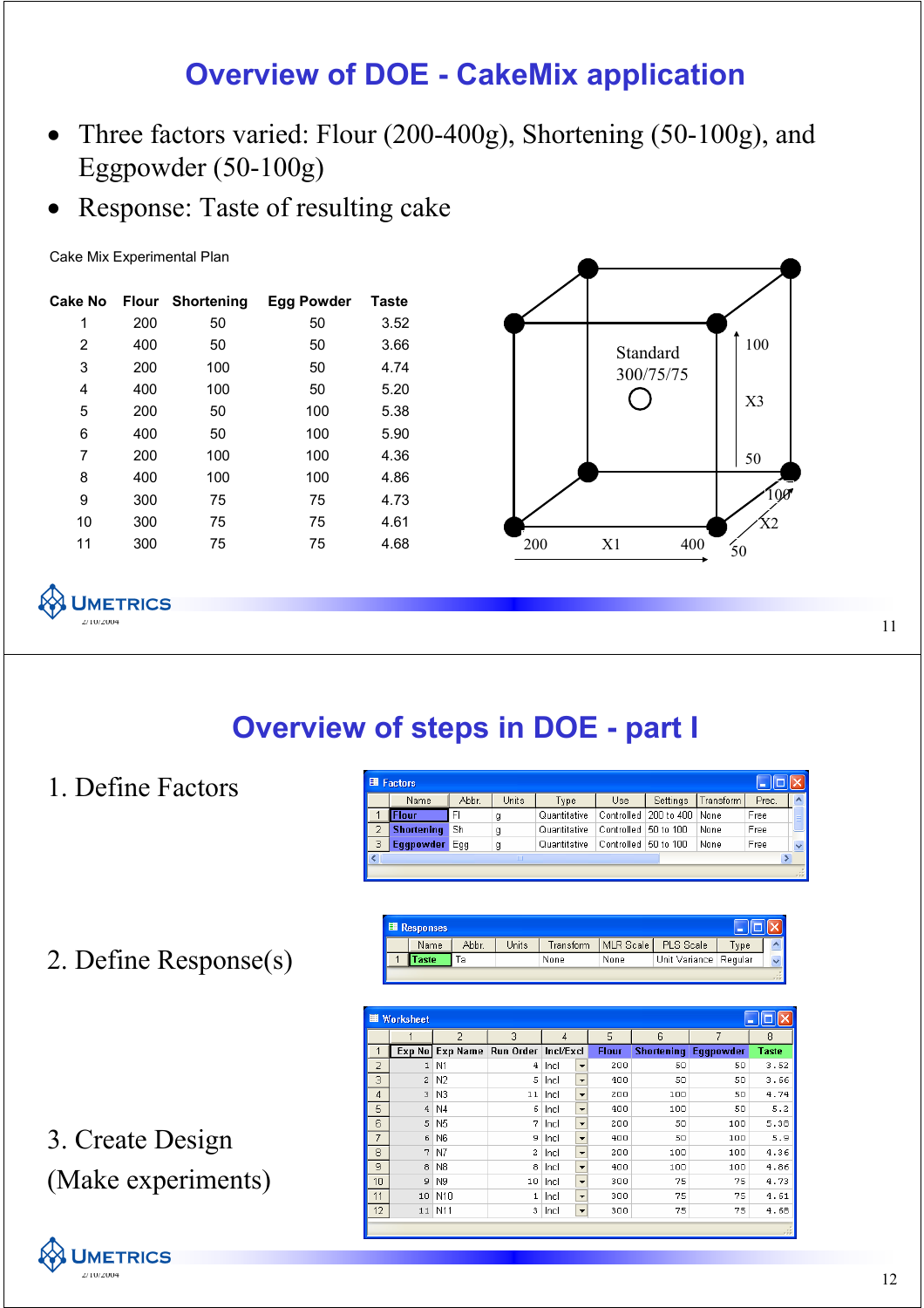# Overview of DOE - CakeMix application

- Three factors varied: Flour (200-400g), Shortening (50-100g), and Eggpowder (50-100g)
- Response: Taste of resulting cake

Cake Mix Experimental Plan

| Cake No | Flour | Shortening | Egg Powder | Taste |
|---|---|---|---|---|
| 1 | 200 | 50 | 50 | 3.52 |
| 2 | 400 | 50 | 50 | 3.66 |
| 3 | 200 | 100 | 50 | 4.74 |
| 4 | 400 | 100 | 50 | 5.20 |
| 5 | 200 | 50 | 100 | 5.38 |
| 6 | 400 | 50 | 100 | 5.90 |
| 7 | 200 | 100 | 100 | 4.36 |
| 8 | 400 | 100 | 100 | 4.86 |
| 9 | 300 | 75 | 75 | 4.73 |
| 10 | 300 | 75 | 75 | 4.61 |
| 11 | 300 | 75 | 75 | 4.68 |

Standard 300/75/75

X1: 200 – 400; X2: 50 – 100; X3: 50 – 100

# Overview of steps in DOE - part I

1. Define Factors

| | Name | Abbr. | Units | Type | Use | Settings | Transform | Prec. |
|---|---|---|---|---|---|---|---|---|
| 1 | Flour | Fl | g | Quantitative | Controlled | 200 to 400 | None | Free |
| 2 | Shortening | Sh | g | Quantitative | Controlled | 50 to 100 | None | Free |
| 3 | Eggpowder | Egg | g | Quantitative | Controlled | 50 to 100 | None | Free |

2. Define Response(s)

| | Name | Abbr. | Units | Transform | MLR Scale | PLS Scale | Type |
|---|---|---|---|---|---|---|---|
| 1 | Taste | Ta | | None | None | Unit Variance | Regular |

3. Create Design (Make experiments)

| Exp No | Exp Name | Run Order | Incl/Excl | Flour | Shortening | Eggpowder | Taste |
|---|---|---|---|---|---|---|---|
| 1 | N1 | 4 | Incl | 200 | 50 | 50 | 3.52 |
| 2 | N2 | 5 | Incl | 400 | 50 | 50 | 3.66 |
| 3 | N3 | 11 | Incl | 200 | 100 | 50 | 4.74 |
| 4 | N4 | 6 | Incl | 400 | 100 | 50 | 5.2 |
| 5 | N5 | 7 | Incl | 200 | 50 | 100 | 5.38 |
| 6 | N6 | 9 | Incl | 400 | 50 | 100 | 5.9 |
| 7 | N7 | 2 | Incl | 200 | 100 | 100 | 4.36 |
| 8 | N8 | 8 | Incl | 400 | 100 | 100 | 4.86 |
| 9 | N9 | 10 | Incl | 300 | 75 | 75 | 4.73 |
| 10 | N10 | 1 | Incl | 300 | 75 | 75 | 4.61 |
| 11 | N11 | 3 | Incl | 300 | 75 | 75 | 4.68 |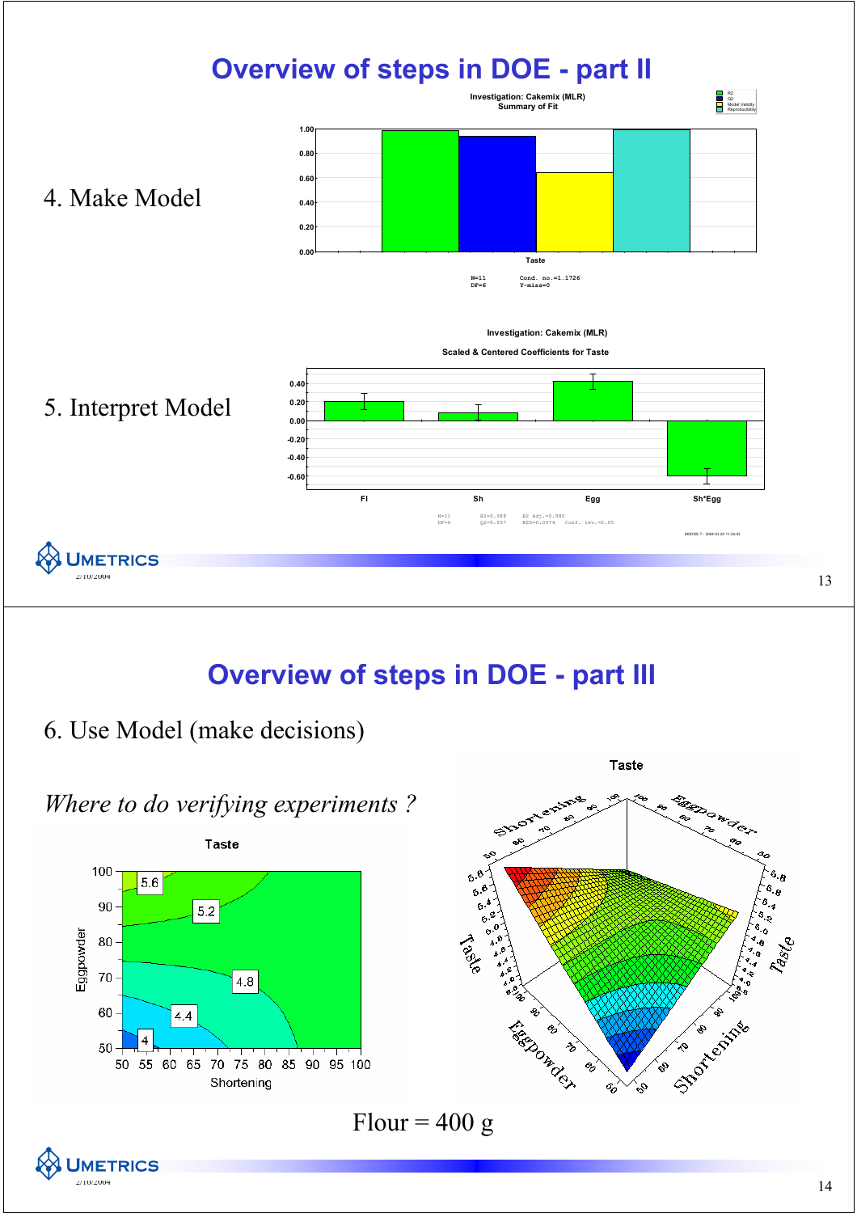# Overview of steps in DOE - part II

4. Make Model

Investigation: Cakemix (MLR)
Summary of Fit

R2
Q2
Model Validity
Reproducibility

1.00
0.80
0.60
0.40
0.20
0.00

Taste

N=11 Cond. no.=1.1726
DF=6 Y-miss=0

5. Interpret Model

Investigation: Cakemix (MLR)

Scaled & Centered Coefficients for Taste

0.40
0.20
0.00
-0.20
-0.40
-0.60

Fl Sh Egg Sh*Egg

N=11 R2=0.988 R2 Adj.=0.980
DF=6 Q2=0.937 RSD=0.0974 Conf. lev.=0.95

MODDE 7 - 2004-01-20 11:34:53

# Overview of steps in DOE - part III

6. Use Model (make decisions)

*Where to do verifying experiments ?*

Taste

Eggpowder

100
90
80
70
60
50

50 55 60 65 70 75 80 85 90 95 100

Shortening

5.6
5.2
4.8
4.4
4

Taste

Shortening
Eggpowder
Taste

Flour = 400 g